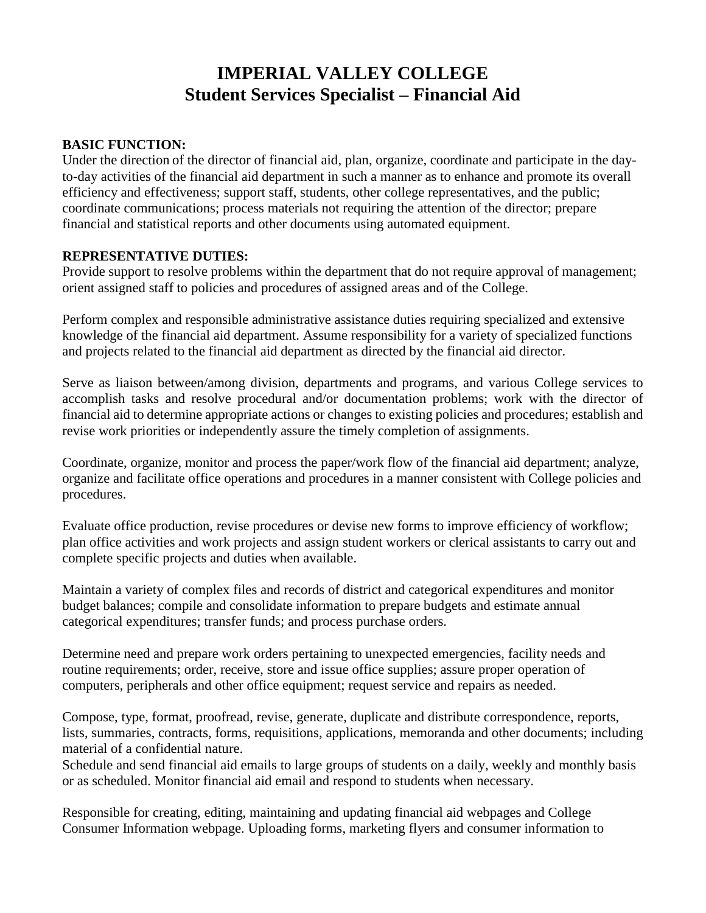# IMPERIAL VALLEY COLLEGE
## Student Services Specialist – Financial Aid

**BASIC FUNCTION:**
Under the direction of the director of financial aid, plan, organize, coordinate and participate in the day-to-day activities of the financial aid department in such a manner as to enhance and promote its overall efficiency and effectiveness; support staff, students, other college representatives, and the public; coordinate communications; process materials not requiring the attention of the director; prepare financial and statistical reports and other documents using automated equipment.

**REPRESENTATIVE DUTIES:**
Provide support to resolve problems within the department that do not require approval of management; orient assigned staff to policies and procedures of assigned areas and of the College.

Perform complex and responsible administrative assistance duties requiring specialized and extensive knowledge of the financial aid department. Assume responsibility for a variety of specialized functions and projects related to the financial aid department as directed by the financial aid director.

Serve as liaison between/among division, departments and programs, and various College services to accomplish tasks and resolve procedural and/or documentation problems; work with the director of financial aid to determine appropriate actions or changes to existing policies and procedures; establish and revise work priorities or independently assure the timely completion of assignments.

Coordinate, organize, monitor and process the paper/work flow of the financial aid department; analyze, organize and facilitate office operations and procedures in a manner consistent with College policies and procedures.

Evaluate office production, revise procedures or devise new forms to improve efficiency of workflow; plan office activities and work projects and assign student workers or clerical assistants to carry out and complete specific projects and duties when available.

Maintain a variety of complex files and records of district and categorical expenditures and monitor budget balances; compile and consolidate information to prepare budgets and estimate annual categorical expenditures; transfer funds; and process purchase orders.

Determine need and prepare work orders pertaining to unexpected emergencies, facility needs and routine requirements; order, receive, store and issue office supplies; assure proper operation of computers, peripherals and other office equipment; request service and repairs as needed.

Compose, type, format, proofread, revise, generate, duplicate and distribute correspondence, reports, lists, summaries, contracts, forms, requisitions, applications, memoranda and other documents; including material of a confidential nature.
Schedule and send financial aid emails to large groups of students on a daily, weekly and monthly basis or as scheduled. Monitor financial aid email and respond to students when necessary.

Responsible for creating, editing, maintaining and updating financial aid webpages and College Consumer Information webpage. Uploading forms, marketing flyers and consumer information to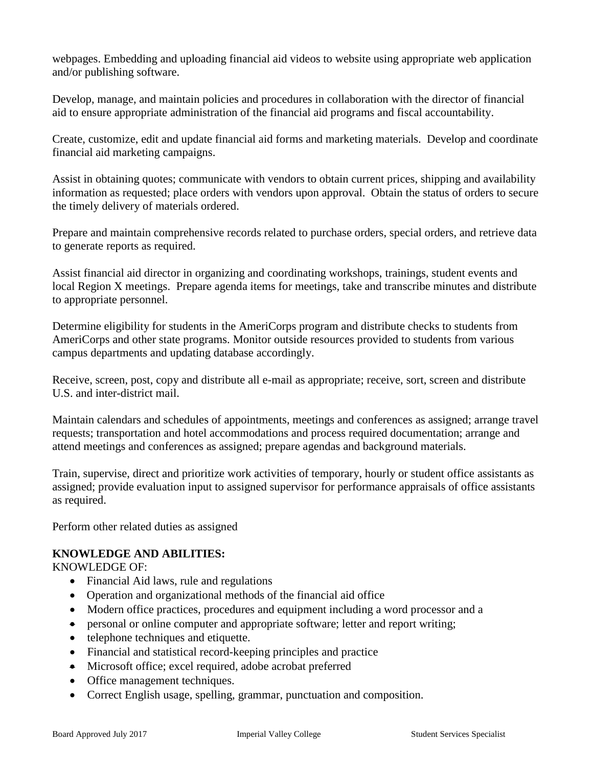webpages. Embedding and uploading financial aid videos to website using appropriate web application and/or publishing software.

Develop, manage, and maintain policies and procedures in collaboration with the director of financial aid to ensure appropriate administration of the financial aid programs and fiscal accountability.

Create, customize, edit and update financial aid forms and marketing materials. Develop and coordinate financial aid marketing campaigns.

Assist in obtaining quotes; communicate with vendors to obtain current prices, shipping and availability information as requested; place orders with vendors upon approval. Obtain the status of orders to secure the timely delivery of materials ordered.

Prepare and maintain comprehensive records related to purchase orders, special orders, and retrieve data to generate reports as required.

Assist financial aid director in organizing and coordinating workshops, trainings, student events and local Region X meetings. Prepare agenda items for meetings, take and transcribe minutes and distribute to appropriate personnel.

Determine eligibility for students in the AmeriCorps program and distribute checks to students from AmeriCorps and other state programs. Monitor outside resources provided to students from various campus departments and updating database accordingly.

Receive, screen, post, copy and distribute all e-mail as appropriate; receive, sort, screen and distribute U.S. and inter-district mail.

Maintain calendars and schedules of appointments, meetings and conferences as assigned; arrange travel requests; transportation and hotel accommodations and process required documentation; arrange and attend meetings and conferences as assigned; prepare agendas and background materials.

Train, supervise, direct and prioritize work activities of temporary, hourly or student office assistants as assigned; provide evaluation input to assigned supervisor for performance appraisals of office assistants as required.

Perform other related duties as assigned

**KNOWLEDGE AND ABILITIES:**

KNOWLEDGE OF:

- Financial Aid laws, rule and regulations
- Operation and organizational methods of the financial aid office
- Modern office practices, procedures and equipment including a word processor and a
- personal or online computer and appropriate software; letter and report writing;
- telephone techniques and etiquette.
- Financial and statistical record-keeping principles and practice
- Microsoft office; excel required, adobe acrobat preferred
- Office management techniques.
- Correct English usage, spelling, grammar, punctuation and composition.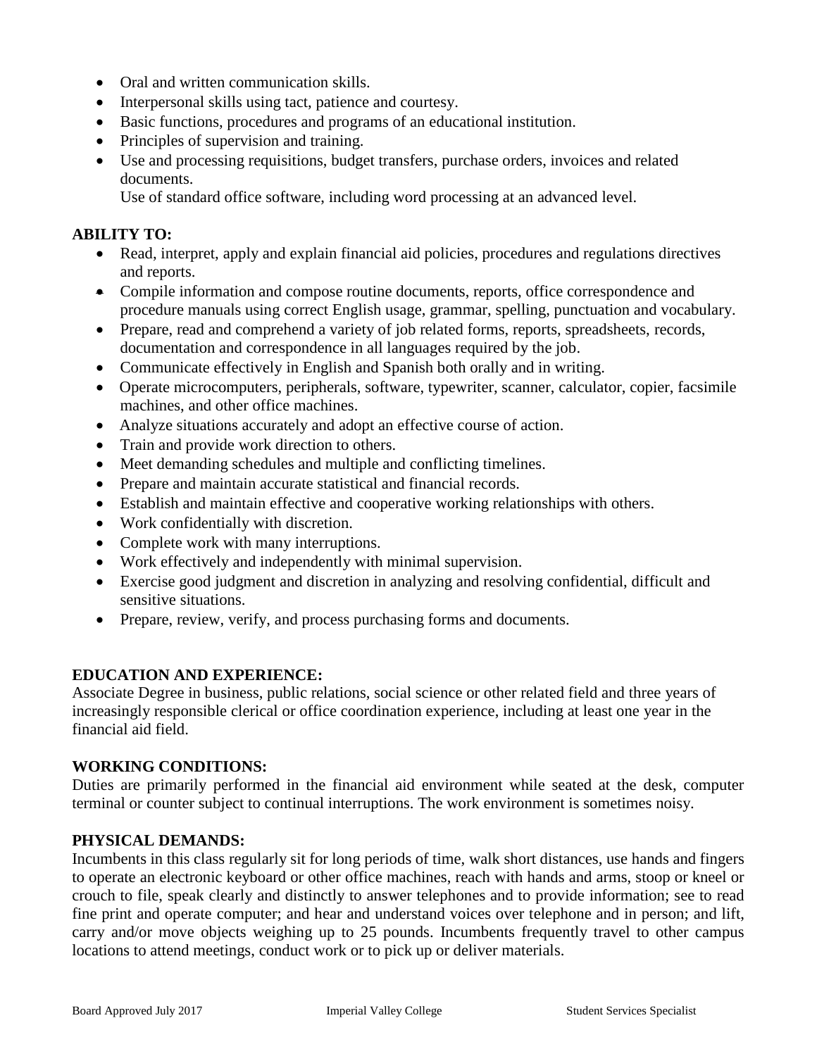- Oral and written communication skills.
- Interpersonal skills using tact, patience and courtesy.
- Basic functions, procedures and programs of an educational institution.
- Principles of supervision and training.
- Use and processing requisitions, budget transfers, purchase orders, invoices and related documents.
  Use of standard office software, including word processing at an advanced level.

**ABILITY TO:**

- Read, interpret, apply and explain financial aid policies, procedures and regulations directives and reports.
- Compile information and compose routine documents, reports, office correspondence and procedure manuals using correct English usage, grammar, spelling, punctuation and vocabulary.
- Prepare, read and comprehend a variety of job related forms, reports, spreadsheets, records, documentation and correspondence in all languages required by the job.
- Communicate effectively in English and Spanish both orally and in writing.
- Operate microcomputers, peripherals, software, typewriter, scanner, calculator, copier, facsimile machines, and other office machines.
- Analyze situations accurately and adopt an effective course of action.
- Train and provide work direction to others.
- Meet demanding schedules and multiple and conflicting timelines.
- Prepare and maintain accurate statistical and financial records.
- Establish and maintain effective and cooperative working relationships with others.
- Work confidentially with discretion.
- Complete work with many interruptions.
- Work effectively and independently with minimal supervision.
- Exercise good judgment and discretion in analyzing and resolving confidential, difficult and sensitive situations.
- Prepare, review, verify, and process purchasing forms and documents.

**EDUCATION AND EXPERIENCE:**

Associate Degree in business, public relations, social science or other related field and three years of increasingly responsible clerical or office coordination experience, including at least one year in the financial aid field.

**WORKING CONDITIONS:**

Duties are primarily performed in the financial aid environment while seated at the desk, computer terminal or counter subject to continual interruptions. The work environment is sometimes noisy.

**PHYSICAL DEMANDS:**

Incumbents in this class regularly sit for long periods of time, walk short distances, use hands and fingers to operate an electronic keyboard or other office machines, reach with hands and arms, stoop or kneel or crouch to file, speak clearly and distinctly to answer telephones and to provide information; see to read fine print and operate computer; and hear and understand voices over telephone and in person; and lift, carry and/or move objects weighing up to 25 pounds. Incumbents frequently travel to other campus locations to attend meetings, conduct work or to pick up or deliver materials.